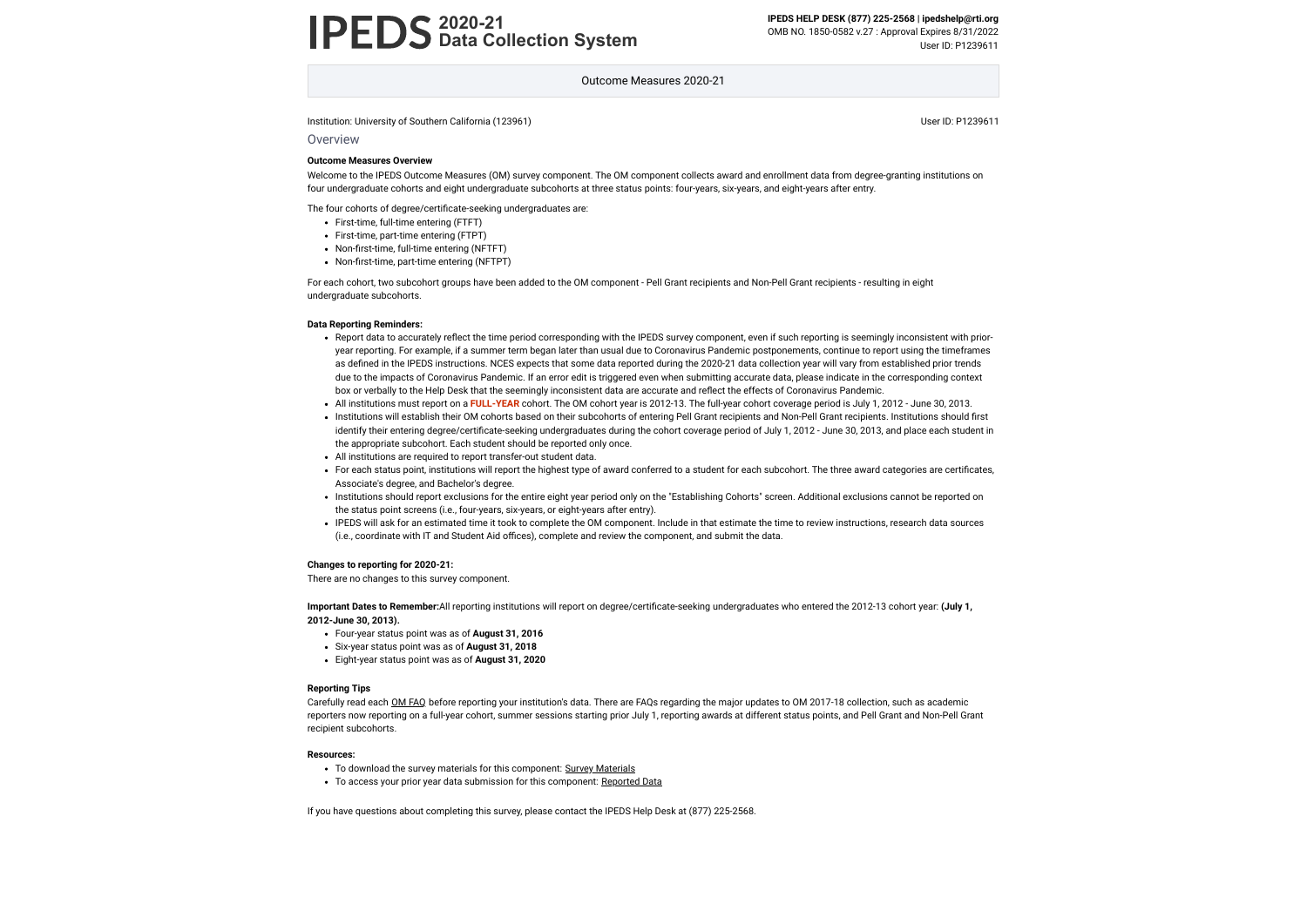# IPEDS 2020-21 Data Collection System

**IPEDS HELP DESK (877) 225-2568 | ipedshelp@rti.org**
OMB NO. 1850-0582 v.27 : Approval Expires 8/31/2022
User ID: P1239611

Outcome Measures 2020-21

Institution: University of Southern California (123961)

User ID: P1239611

## Overview

**Outcome Measures Overview**

Welcome to the IPEDS Outcome Measures (OM) survey component. The OM component collects award and enrollment data from degree-granting institutions on four undergraduate cohorts and eight undergraduate subcohorts at three status points: four-years, six-years, and eight-years after entry.

The four cohorts of degree/certificate-seeking undergraduates are:

- First-time, full-time entering (FTFT)
- First-time, part-time entering (FTPT)
- Non-first-time, full-time entering (NFTFT)
- Non-first-time, part-time entering (NFTPT)

For each cohort, two subcohort groups have been added to the OM component - Pell Grant recipients and Non-Pell Grant recipients - resulting in eight undergraduate subcohorts.

**Data Reporting Reminders:**

- Report data to accurately reflect the time period corresponding with the IPEDS survey component, even if such reporting is seemingly inconsistent with prior-year reporting. For example, if a summer term began later than usual due to Coronavirus Pandemic postponements, continue to report using the timeframes as defined in the IPEDS instructions. NCES expects that some data reported during the 2020-21 data collection year will vary from established prior trends due to the impacts of Coronavirus Pandemic. If an error edit is triggered even when submitting accurate data, please indicate in the corresponding context box or verbally to the Help Desk that the seemingly inconsistent data are accurate and reflect the effects of Coronavirus Pandemic.
- All institutions must report on a **FULL-YEAR** cohort. The OM cohort year is 2012-13. The full-year cohort coverage period is July 1, 2012 - June 30, 2013.
- Institutions will establish their OM cohorts based on their subcohorts of entering Pell Grant recipients and Non-Pell Grant recipients. Institutions should first identify their entering degree/certificate-seeking undergraduates during the cohort coverage period of July 1, 2012 - June 30, 2013, and place each student in the appropriate subcohort. Each student should be reported only once.
- All institutions are required to report transfer-out student data.
- For each status point, institutions will report the highest type of award conferred to a student for each subcohort. The three award categories are certificates, Associate's degree, and Bachelor's degree.
- Institutions should report exclusions for the entire eight year period only on the "Establishing Cohorts" screen. Additional exclusions cannot be reported on the status point screens (i.e., four-years, six-years, or eight-years after entry).
- IPEDS will ask for an estimated time it took to complete the OM component. Include in that estimate the time to review instructions, research data sources (i.e., coordinate with IT and Student Aid offices), complete and review the component, and submit the data.

**Changes to reporting for 2020-21:**

There are no changes to this survey component.

**Important Dates to Remember:** All reporting institutions will report on degree/certificate-seeking undergraduates who entered the 2012-13 cohort year: **(July 1, 2012-June 30, 2013).**

- Four-year status point was as of **August 31, 2016**
- Six-year status point was as of **August 31, 2018**
- Eight-year status point was as of **August 31, 2020**

**Reporting Tips**

Carefully read each OM FAQ before reporting your institution's data. There are FAQs regarding the major updates to OM 2017-18 collection, such as academic reporters now reporting on a full-year cohort, summer sessions starting prior July 1, reporting awards at different status points, and Pell Grant and Non-Pell Grant recipient subcohorts.

**Resources:**

- To download the survey materials for this component: Survey Materials
- To access your prior year data submission for this component: Reported Data

If you have questions about completing this survey, please contact the IPEDS Help Desk at (877) 225-2568.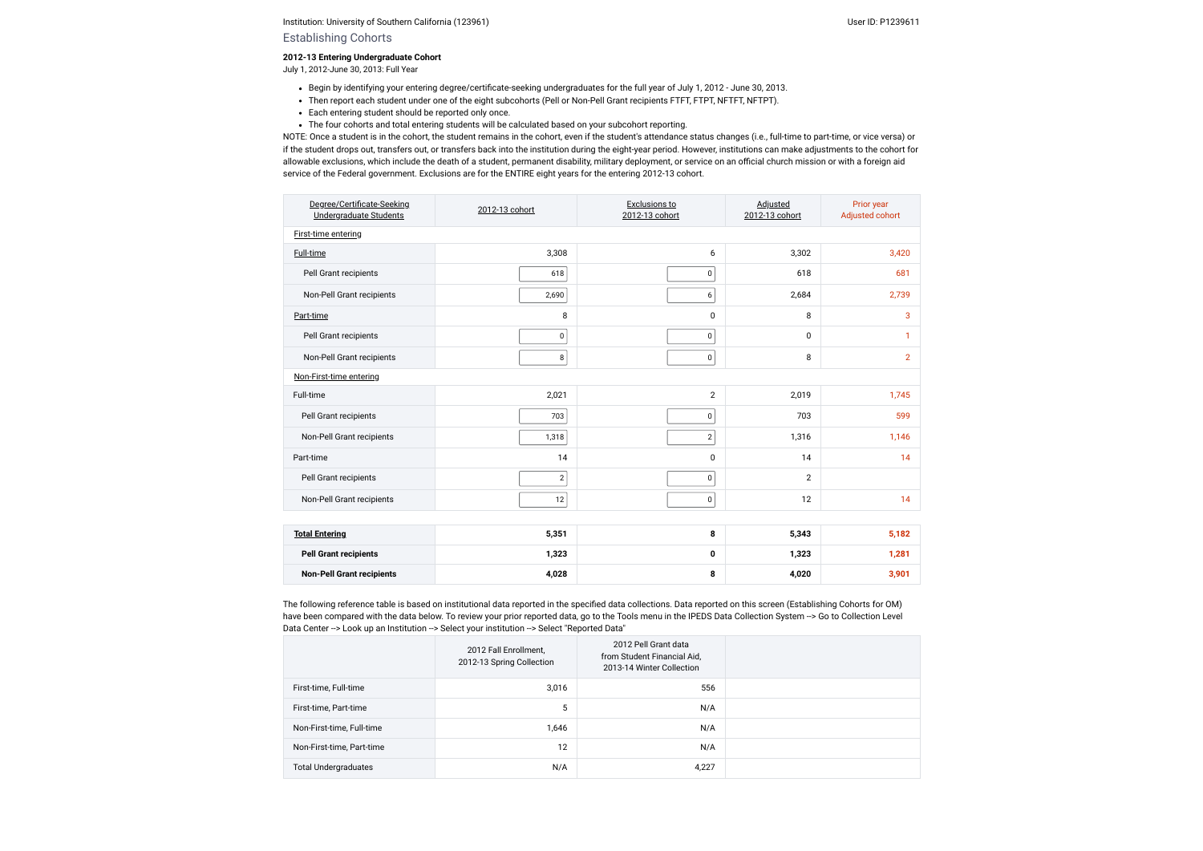Institution: University of Southern California (123961)

User ID: P1239611

## Establishing Cohorts

**2012-13 Entering Undergraduate Cohort**

July 1, 2012-June 30, 2013: Full Year

- Begin by identifying your entering degree/certificate-seeking undergraduates for the full year of July 1, 2012 - June 30, 2013.
- Then report each student under one of the eight subcohorts (Pell or Non-Pell Grant recipients FTFT, FTPT, NFTFT, NFTPT).
- Each entering student should be reported only once.
- The four cohorts and total entering students will be calculated based on your subcohort reporting.

NOTE: Once a student is in the cohort, the student remains in the cohort, even if the student's attendance status changes (i.e., full-time to part-time, or vice versa) or if the student drops out, transfers out, or transfers back into the institution during the eight-year period. However, institutions can make adjustments to the cohort for allowable exclusions, which include the death of a student, permanent disability, military deployment, or service on an official church mission or with a foreign aid service of the Federal government. Exclusions are for the ENTIRE eight years for the entering 2012-13 cohort.

| Degree/Certificate-Seeking Undergraduate Students | 2012-13 cohort | Exclusions to 2012-13 cohort | Adjusted 2012-13 cohort | Prior year Adjusted cohort |
|---|---|---|---|---|
| First-time entering | | | | |
| Full-time | 3,308 | 6 | 3,302 | 3,420 |
| Pell Grant recipients | 618 | 0 | 618 | 681 |
| Non-Pell Grant recipients | 2,690 | 6 | 2,684 | 2,739 |
| Part-time | 8 | 0 | 8 | 3 |
| Pell Grant recipients | 0 | 0 | 0 | 1 |
| Non-Pell Grant recipients | 8 | 0 | 8 | 2 |
| Non-First-time entering | | | | |
| Full-time | 2,021 | 2 | 2,019 | 1,745 |
| Pell Grant recipients | 703 | 0 | 703 | 599 |
| Non-Pell Grant recipients | 1,318 | 2 | 1,316 | 1,146 |
| Part-time | 14 | 0 | 14 | 14 |
| Pell Grant recipients | 2 | 0 | 2 | |
| Non-Pell Grant recipients | 12 | 0 | 12 | 14 |
| **Total Entering** | **5,351** | **8** | **5,343** | **5,182** |
| **Pell Grant recipients** | **1,323** | **0** | **1,323** | **1,281** |
| **Non-Pell Grant recipients** | **4,028** | **8** | **4,020** | **3,901** |

The following reference table is based on institutional data reported in the specified data collections. Data reported on this screen (Establishing Cohorts for OM) have been compared with the data below. To review your prior reported data, go to the Tools menu in the IPEDS Data Collection System --> Go to Collection Level Data Center --> Look up an Institution --> Select your institution --> Select "Reported Data"

| | 2012 Fall Enrollment, 2012-13 Spring Collection | 2012 Pell Grant data from Student Financial Aid, 2013-14 Winter Collection | |
|---|---|---|---|
| First-time, Full-time | 3,016 | 556 | |
| First-time, Part-time | 5 | N/A | |
| Non-First-time, Full-time | 1,646 | N/A | |
| Non-First-time, Part-time | 12 | N/A | |
| Total Undergraduates | N/A | 4,227 | |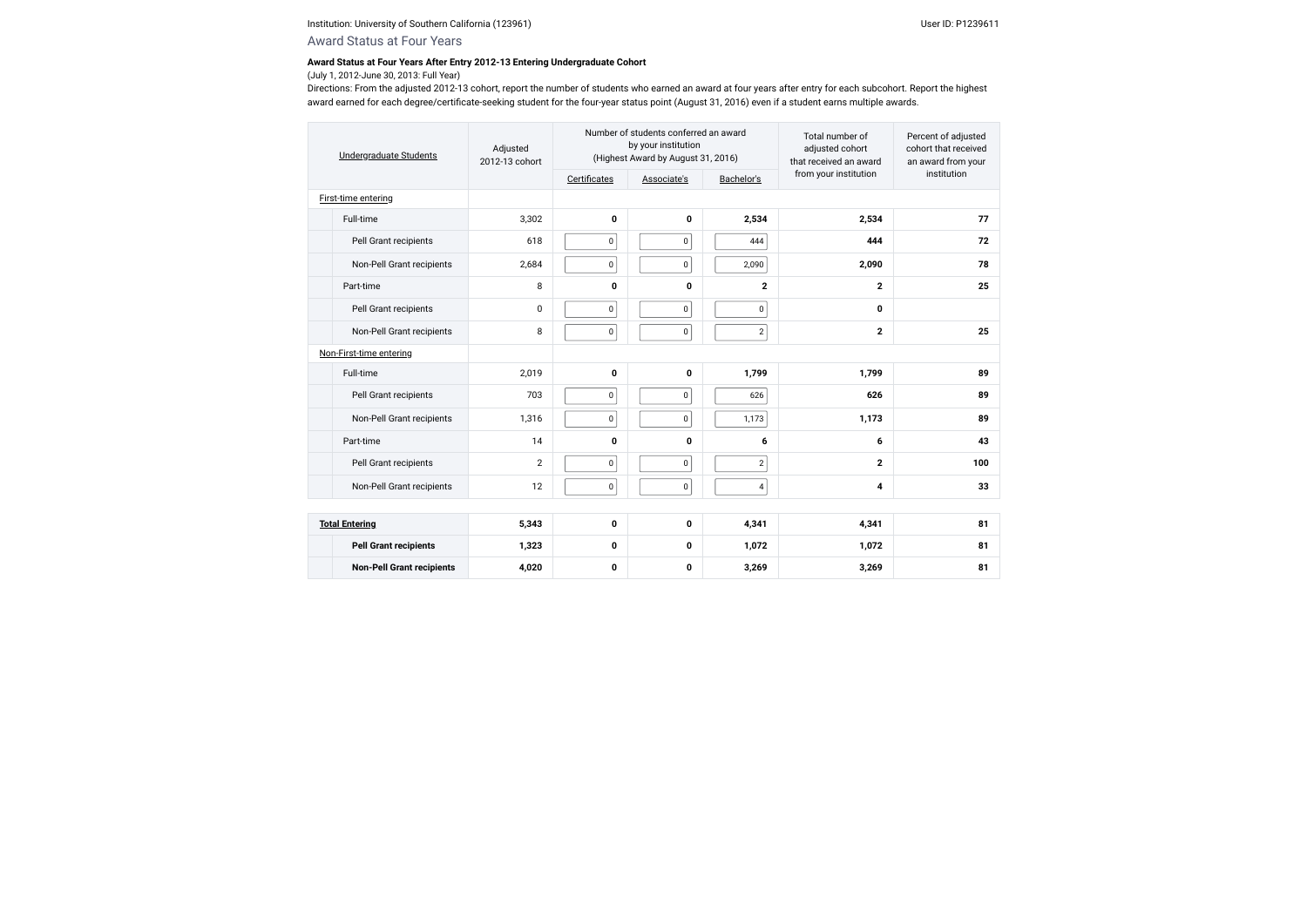Institution: University of Southern California (123961)

User ID: P1239611

## Award Status at Four Years

**Award Status at Four Years After Entry 2012-13 Entering Undergraduate Cohort**

(July 1, 2012-June 30, 2013: Full Year)

Directions: From the adjusted 2012-13 cohort, report the number of students who earned an award at four years after entry for each subcohort. Report the highest award earned for each degree/certificate-seeking student for the four-year status point (August 31, 2016) even if a student earns multiple awards.

| Undergraduate Students | Adjusted 2012-13 cohort | Number of students conferred an award by your institution (Highest Award by August 31, 2016) | | | Total number of adjusted cohort that received an award from your institution | Percent of adjusted cohort that received an award from your institution |
|---|---|---|---|---|---|---|
| | | Certificates | Associate's | Bachelor's | | |
| First-time entering | | | | | | |
| Full-time | 3,302 | **0** | **0** | **2,534** | **2,534** | **77** |
| Pell Grant recipients | 618 | 0 | 0 | 444 | **444** | **72** |
| Non-Pell Grant recipients | 2,684 | 0 | 0 | 2,090 | **2,090** | **78** |
| Part-time | 8 | **0** | **0** | **2** | **2** | **25** |
| Pell Grant recipients | 0 | 0 | 0 | 0 | **0** | |
| Non-Pell Grant recipients | 8 | 0 | 0 | 2 | **2** | **25** |
| Non-First-time entering | | | | | | |
| Full-time | 2,019 | **0** | **0** | **1,799** | **1,799** | **89** |
| Pell Grant recipients | 703 | 0 | 0 | 626 | **626** | **89** |
| Non-Pell Grant recipients | 1,316 | 0 | 0 | 1,173 | **1,173** | **89** |
| Part-time | 14 | **0** | **0** | **6** | **6** | **43** |
| Pell Grant recipients | 2 | 0 | 0 | 2 | **2** | **100** |
| Non-Pell Grant recipients | 12 | 0 | 0 | 4 | **4** | **33** |

| Total Entering | **5,343** | **0** | **0** | **4,341** | **4,341** | **81** |
|---|---|---|---|---|---|---|
| **Pell Grant recipients** | **1,323** | **0** | **0** | **1,072** | **1,072** | **81** |
| **Non-Pell Grant recipients** | **4,020** | **0** | **0** | **3,269** | **3,269** | **81** |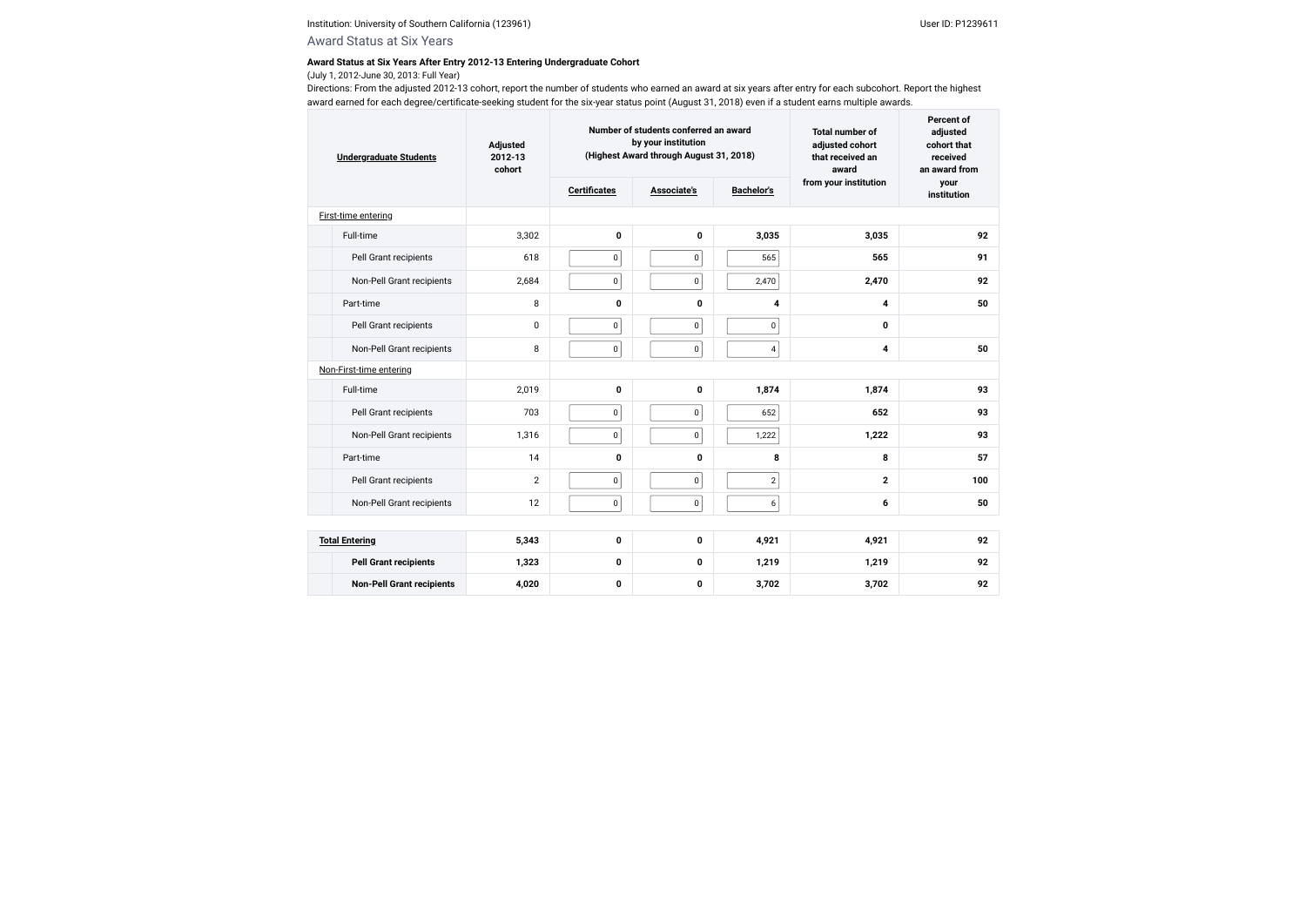Institution: University of Southern California (123961)

User ID: P1239611

## Award Status at Six Years

**Award Status at Six Years After Entry 2012-13 Entering Undergraduate Cohort**

(July 1, 2012-June 30, 2013: Full Year)

Directions: From the adjusted 2012-13 cohort, report the number of students who earned an award at six years after entry for each subcohort. Report the highest award earned for each degree/certificate-seeking student for the six-year status point (August 31, 2018) even if a student earns multiple awards.

| Undergraduate Students | Adjusted 2012-13 cohort | Number of students conferred an award by your institution (Highest Award through August 31, 2018) | | | Total number of adjusted cohort that received an award from your institution | Percent of adjusted cohort that received an award from your institution |
|---|---|---|---|---|---|---|
| | | Certificates | Associate's | Bachelor's | | |
| First-time entering | | | | | | |
| Full-time | 3,302 | 0 | 0 | 3,035 | 3,035 | 92 |
| Pell Grant recipients | 618 | 0 | 0 | 565 | 565 | 91 |
| Non-Pell Grant recipients | 2,684 | 0 | 0 | 2,470 | 2,470 | 92 |
| Part-time | 8 | 0 | 0 | 4 | 4 | 50 |
| Pell Grant recipients | 0 | 0 | 0 | 0 | 0 | |
| Non-Pell Grant recipients | 8 | 0 | 0 | 4 | 4 | 50 |
| Non-First-time entering | | | | | | |
| Full-time | 2,019 | 0 | 0 | 1,874 | 1,874 | 93 |
| Pell Grant recipients | 703 | 0 | 0 | 652 | 652 | 93 |
| Non-Pell Grant recipients | 1,316 | 0 | 0 | 1,222 | 1,222 | 93 |
| Part-time | 14 | 0 | 0 | 8 | 8 | 57 |
| Pell Grant recipients | 2 | 0 | 0 | 2 | 2 | 100 |
| Non-Pell Grant recipients | 12 | 0 | 0 | 6 | 6 | 50 |
| **Total Entering** | 5,343 | 0 | 0 | 4,921 | 4,921 | 92 |
| **Pell Grant recipients** | 1,323 | 0 | 0 | 1,219 | 1,219 | 92 |
| **Non-Pell Grant recipients** | 4,020 | 0 | 0 | 3,702 | 3,702 | 92 |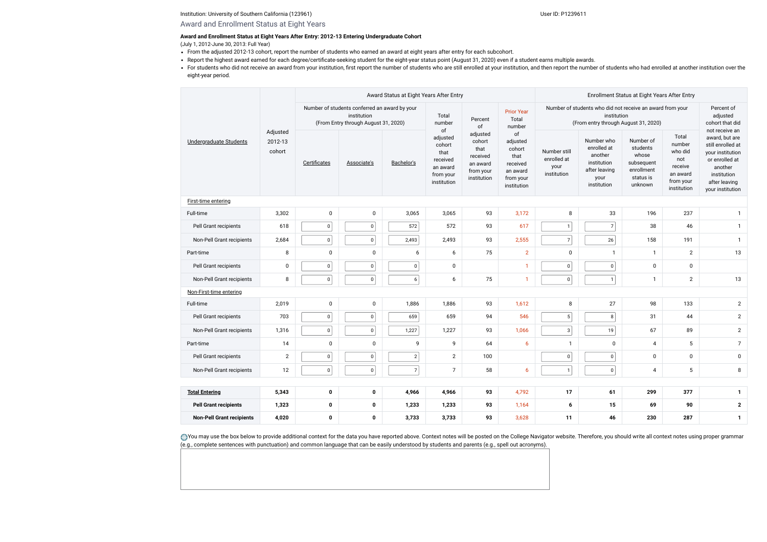Institution: University of Southern California (123961)

User ID: P1239611

## Award and Enrollment Status at Eight Years

**Award and Enrollment Status at Eight Years After Entry: 2012-13 Entering Undergraduate Cohort**

(July 1, 2012-June 30, 2013: Full Year)

- From the adjusted 2012-13 cohort, report the number of students who earned an award at eight years after entry for each subcohort.
- Report the highest award earned for each degree/certificate-seeking student for the eight-year status point (August 31, 2020) even if a student earns multiple awards.
- For students who did not receive an award from your institution, first report the number of students who are still enrolled at your institution, and then report the number of students who had enrolled at another institution over the eight-year period.

| Undergraduate Students | Adjusted 2012-13 cohort | Award Status at Eight Years After Entry: Number of students conferred an award by your institution (From Entry through August 31, 2020) | | | | | | Enrollment Status at Eight Years After Entry: Number of students who did not receive an award from your institution (From entry through August 31, 2020) | | | | |
|---|---|---|---|---|---|---|---|---|---|---|---|---|
| | | Certificates | Associate's | Bachelor's | Total number of adjusted cohort that received an award from your institution | Percent of adjusted cohort that received an award from your institution | Prior Year Total number of adjusted cohort that received an award from your institution | Number still enrolled at your institution | Number who enrolled at another institution after leaving your institution | Number of students whose subsequent enrollment status is unknown | Total number who did not receive an award from your institution | Percent of adjusted cohort that did not receive an award, but are still enrolled at your institution or enrolled at another institution after leaving your institution |
| First-time entering | | | | | | | | | | | | |
| Full-time | 3,302 | 0 | 0 | 3,065 | 3,065 | 93 | 3,172 | 8 | 33 | 196 | 237 | 1 |
| Pell Grant recipients | 618 | 0 | 0 | 572 | 572 | 93 | 617 | 1 | 7 | 38 | 46 | 1 |
| Non-Pell Grant recipients | 2,684 | 0 | 0 | 2,493 | 2,493 | 93 | 2,555 | 7 | 26 | 158 | 191 | 1 |
| Part-time | 8 | 0 | 0 | 6 | 6 | 75 | 2 | 0 | 1 | 1 | 2 | 13 |
| Pell Grant recipients | 0 | 0 | 0 | 0 | 0 | | 1 | 0 | 0 | 0 | 0 | |
| Non-Pell Grant recipients | 8 | 0 | 0 | 6 | 6 | 75 | 1 | 0 | 1 | 1 | 2 | 13 |
| Non-First-time entering | | | | | | | | | | | | |
| Full-time | 2,019 | 0 | 0 | 1,886 | 1,886 | 93 | 1,612 | 8 | 27 | 98 | 133 | 2 |
| Pell Grant recipients | 703 | 0 | 0 | 659 | 659 | 94 | 546 | 5 | 8 | 31 | 44 | 2 |
| Non-Pell Grant recipients | 1,316 | 0 | 0 | 1,227 | 1,227 | 93 | 1,066 | 3 | 19 | 67 | 89 | 2 |
| Part-time | 14 | 0 | 0 | 9 | 9 | 64 | 6 | 1 | 0 | 4 | 5 | 7 |
| Pell Grant recipients | 2 | 0 | 0 | 2 | 2 | 100 | | 0 | 0 | 0 | 0 | 0 |
| Non-Pell Grant recipients | 12 | 0 | 0 | 7 | 7 | 58 | 6 | 1 | 0 | 4 | 5 | 8 |
| **Total Entering** | **5,343** | **0** | **0** | **4,966** | **4,966** | **93** | 4,792 | **17** | **61** | **299** | **377** | **1** |
| **Pell Grant recipients** | **1,323** | **0** | **0** | **1,233** | **1,233** | **93** | 1,164 | **6** | **15** | **69** | **90** | **2** |
| **Non-Pell Grant recipients** | **4,020** | **0** | **0** | **3,733** | **3,733** | **93** | 3,628 | **11** | **46** | **230** | **287** | **1** |

You may use the box below to provide additional context for the data you have reported above. Context notes will be posted on the College Navigator website. Therefore, you should write all context notes using proper grammar (e.g., complete sentences with punctuation) and common language that can be easily understood by students and parents (e.g., spell out acronyms).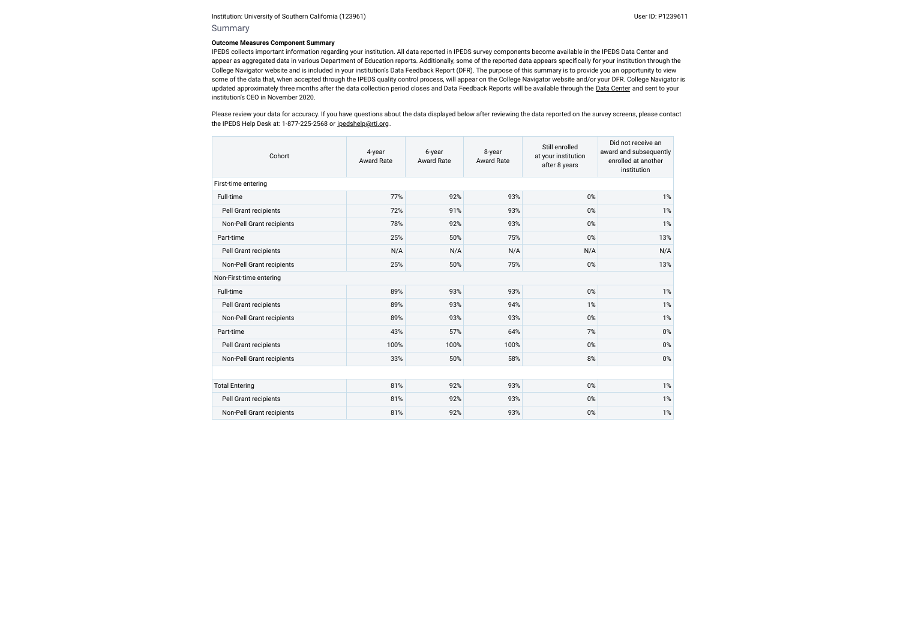Institution: University of Southern California (123961)

User ID: P1239611

## Summary

**Outcome Measures Component Summary**

IPEDS collects important information regarding your institution. All data reported in IPEDS survey components become available in the IPEDS Data Center and appear as aggregated data in various Department of Education reports. Additionally, some of the reported data appears specifically for your institution through the College Navigator website and is included in your institution's Data Feedback Report (DFR). The purpose of this summary is to provide you an opportunity to view some of the data that, when accepted through the IPEDS quality control process, will appear on the College Navigator website and/or your DFR. College Navigator is updated approximately three months after the data collection period closes and Data Feedback Reports will be available through the Data Center and sent to your institution's CEO in November 2020.

Please review your data for accuracy. If you have questions about the data displayed below after reviewing the data reported on the survey screens, please contact the IPEDS Help Desk at: 1-877-225-2568 or ipedshelp@rti.org.

| Cohort | 4-year Award Rate | 6-year Award Rate | 8-year Award Rate | Still enrolled at your institution after 8 years | Did not receive an award and subsequently enrolled at another institution |
|---|---|---|---|---|---|
| First-time entering | | | | | |
| Full-time | 77% | 92% | 93% | 0% | 1% |
| Pell Grant recipients | 72% | 91% | 93% | 0% | 1% |
| Non-Pell Grant recipients | 78% | 92% | 93% | 0% | 1% |
| Part-time | 25% | 50% | 75% | 0% | 13% |
| Pell Grant recipients | N/A | N/A | N/A | N/A | N/A |
| Non-Pell Grant recipients | 25% | 50% | 75% | 0% | 13% |
| Non-First-time entering | | | | | |
| Full-time | 89% | 93% | 93% | 0% | 1% |
| Pell Grant recipients | 89% | 93% | 94% | 1% | 1% |
| Non-Pell Grant recipients | 89% | 93% | 93% | 0% | 1% |
| Part-time | 43% | 57% | 64% | 7% | 0% |
| Pell Grant recipients | 100% | 100% | 100% | 0% | 0% |
| Non-Pell Grant recipients | 33% | 50% | 58% | 8% | 0% |
| | | | | | |
| Total Entering | 81% | 92% | 93% | 0% | 1% |
| Pell Grant recipients | 81% | 92% | 93% | 0% | 1% |
| Non-Pell Grant recipients | 81% | 92% | 93% | 0% | 1% |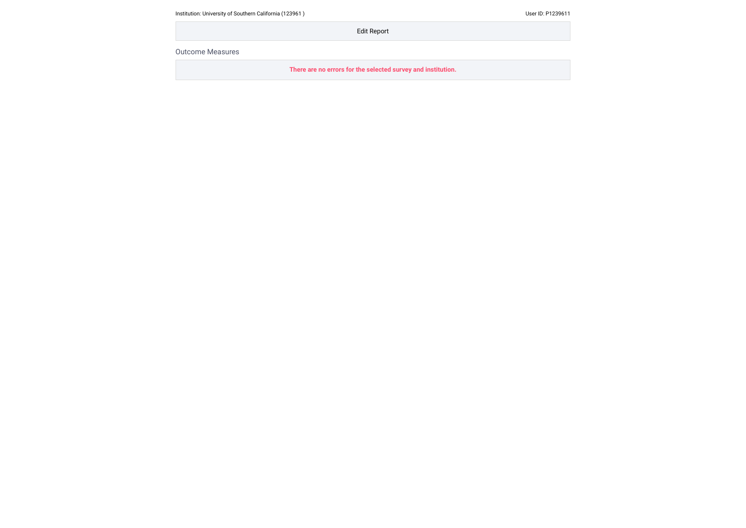Institution: University of Southern California (123961 )

User ID: P1239611

Edit Report

## Outcome Measures

**There are no errors for the selected survey and institution.**